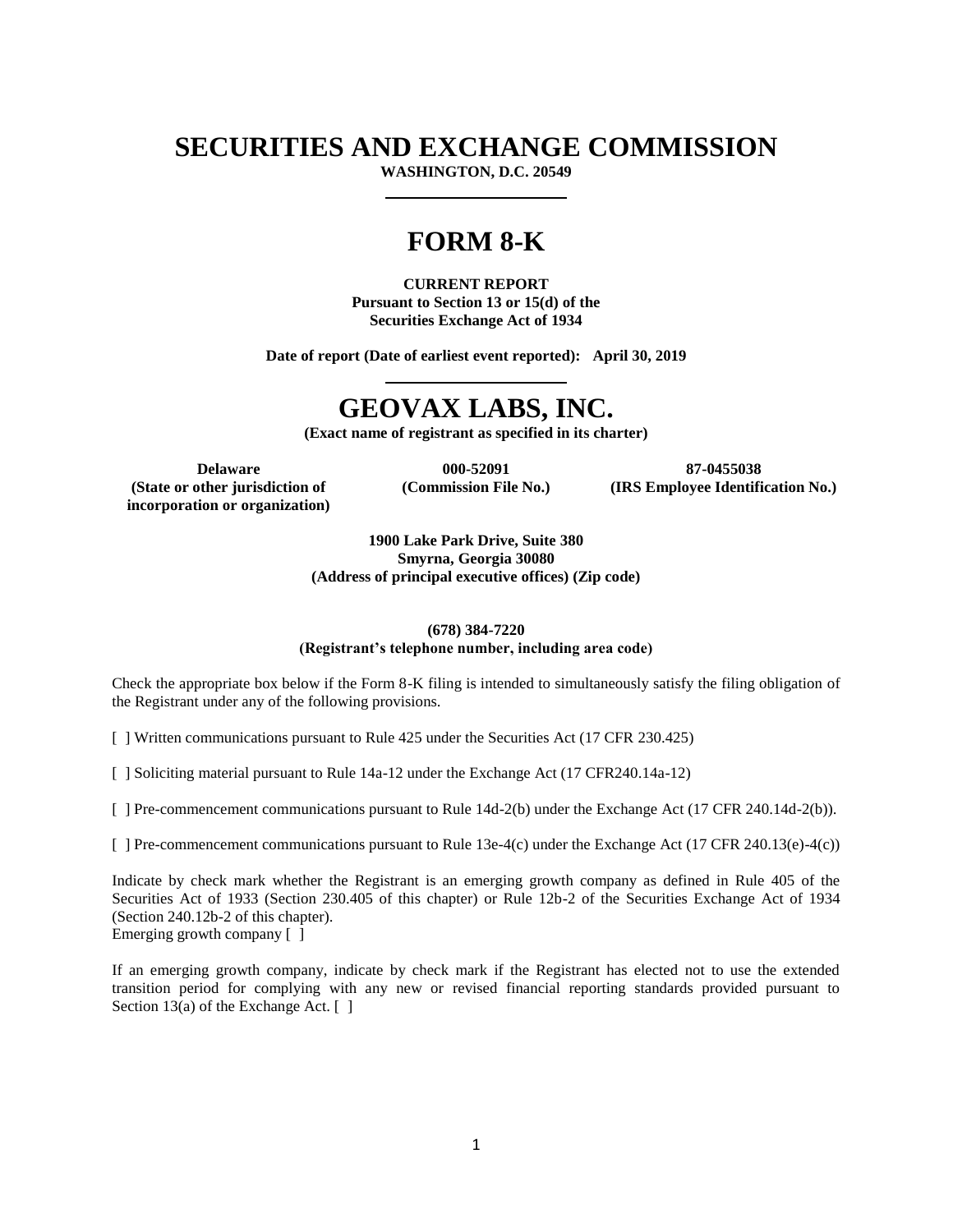# SECURITIES AND EXCHANGE COMMISSION

**WASHINGTON, D.C. 20549**

# FORM 8-K

**CURRENT REPORT**
**Pursuant to Section 13 or 15(d) of the**
**Securities Exchange Act of 1934**

**Date of report (Date of earliest event reported): April 30, 2019**

# GEOVAX LABS, INC.

**(Exact name of registrant as specified in its charter)**

| Delaware | 000-52091 | 87-0455038 |
| --- | --- | --- |
| (State or other jurisdiction of incorporation or organization) | (Commission File No.) | (IRS Employee Identification No.) |

**1900 Lake Park Drive, Suite 380**
**Smyrna, Georgia 30080**
**(Address of principal executive offices) (Zip code)**

**(678) 384-7220**
**(Registrant's telephone number, including area code)**

Check the appropriate box below if the Form 8-K filing is intended to simultaneously satisfy the filing obligation of the Registrant under any of the following provisions.

[ ] Written communications pursuant to Rule 425 under the Securities Act (17 CFR 230.425)

[ ] Soliciting material pursuant to Rule 14a-12 under the Exchange Act (17 CFR240.14a-12)

[ ] Pre-commencement communications pursuant to Rule 14d-2(b) under the Exchange Act (17 CFR 240.14d-2(b)).

[ ] Pre-commencement communications pursuant to Rule 13e-4(c) under the Exchange Act (17 CFR 240.13(e)-4(c))

Indicate by check mark whether the Registrant is an emerging growth company as defined in Rule 405 of the Securities Act of 1933 (Section 230.405 of this chapter) or Rule 12b-2 of the Securities Exchange Act of 1934 (Section 240.12b-2 of this chapter).
Emerging growth company [ ]

If an emerging growth company, indicate by check mark if the Registrant has elected not to use the extended transition period for complying with any new or revised financial reporting standards provided pursuant to Section 13(a) of the Exchange Act. [ ]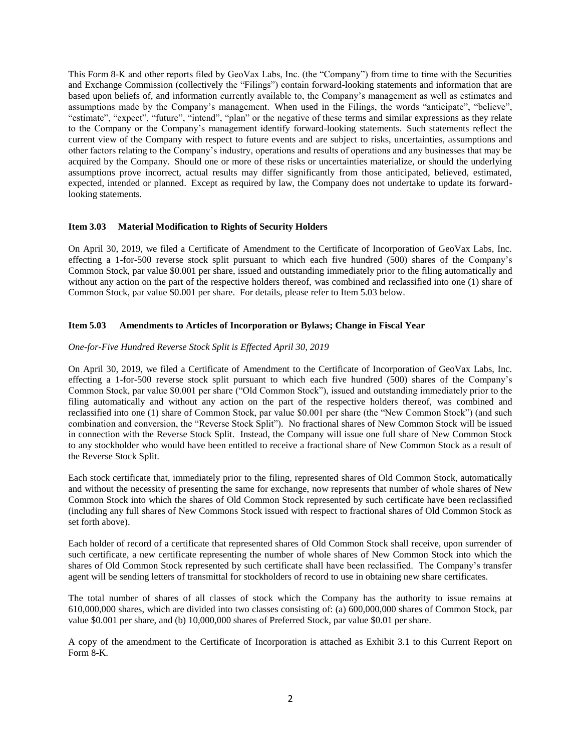This Form 8-K and other reports filed by GeoVax Labs, Inc. (the "Company") from time to time with the Securities and Exchange Commission (collectively the "Filings") contain forward-looking statements and information that are based upon beliefs of, and information currently available to, the Company's management as well as estimates and assumptions made by the Company's management. When used in the Filings, the words "anticipate", "believe", "estimate", "expect", "future", "intend", "plan" or the negative of these terms and similar expressions as they relate to the Company or the Company's management identify forward-looking statements. Such statements reflect the current view of the Company with respect to future events and are subject to risks, uncertainties, assumptions and other factors relating to the Company's industry, operations and results of operations and any businesses that may be acquired by the Company. Should one or more of these risks or uncertainties materialize, or should the underlying assumptions prove incorrect, actual results may differ significantly from those anticipated, believed, estimated, expected, intended or planned. Except as required by law, the Company does not undertake to update its forward-looking statements.

**Item 3.03 Material Modification to Rights of Security Holders**

On April 30, 2019, we filed a Certificate of Amendment to the Certificate of Incorporation of GeoVax Labs, Inc. effecting a 1-for-500 reverse stock split pursuant to which each five hundred (500) shares of the Company's Common Stock, par value $0.001 per share, issued and outstanding immediately prior to the filing automatically and without any action on the part of the respective holders thereof, was combined and reclassified into one (1) share of Common Stock, par value $0.001 per share. For details, please refer to Item 5.03 below.

**Item 5.03 Amendments to Articles of Incorporation or Bylaws; Change in Fiscal Year**

*One-for-Five Hundred Reverse Stock Split is Effected April 30, 2019*

On April 30, 2019, we filed a Certificate of Amendment to the Certificate of Incorporation of GeoVax Labs, Inc. effecting a 1-for-500 reverse stock split pursuant to which each five hundred (500) shares of the Company's Common Stock, par value $0.001 per share ("Old Common Stock"), issued and outstanding immediately prior to the filing automatically and without any action on the part of the respective holders thereof, was combined and reclassified into one (1) share of Common Stock, par value $0.001 per share (the "New Common Stock") (and such combination and conversion, the "Reverse Stock Split"). No fractional shares of New Common Stock will be issued in connection with the Reverse Stock Split. Instead, the Company will issue one full share of New Common Stock to any stockholder who would have been entitled to receive a fractional share of New Common Stock as a result of the Reverse Stock Split.

Each stock certificate that, immediately prior to the filing, represented shares of Old Common Stock, automatically and without the necessity of presenting the same for exchange, now represents that number of whole shares of New Common Stock into which the shares of Old Common Stock represented by such certificate have been reclassified (including any full shares of New Commons Stock issued with respect to fractional shares of Old Common Stock as set forth above).

Each holder of record of a certificate that represented shares of Old Common Stock shall receive, upon surrender of such certificate, a new certificate representing the number of whole shares of New Common Stock into which the shares of Old Common Stock represented by such certificate shall have been reclassified. The Company's transfer agent will be sending letters of transmittal for stockholders of record to use in obtaining new share certificates.

The total number of shares of all classes of stock which the Company has the authority to issue remains at 610,000,000 shares, which are divided into two classes consisting of: (a) 600,000,000 shares of Common Stock, par value $0.001 per share, and (b) 10,000,000 shares of Preferred Stock, par value $0.01 per share.

A copy of the amendment to the Certificate of Incorporation is attached as Exhibit 3.1 to this Current Report on Form 8-K.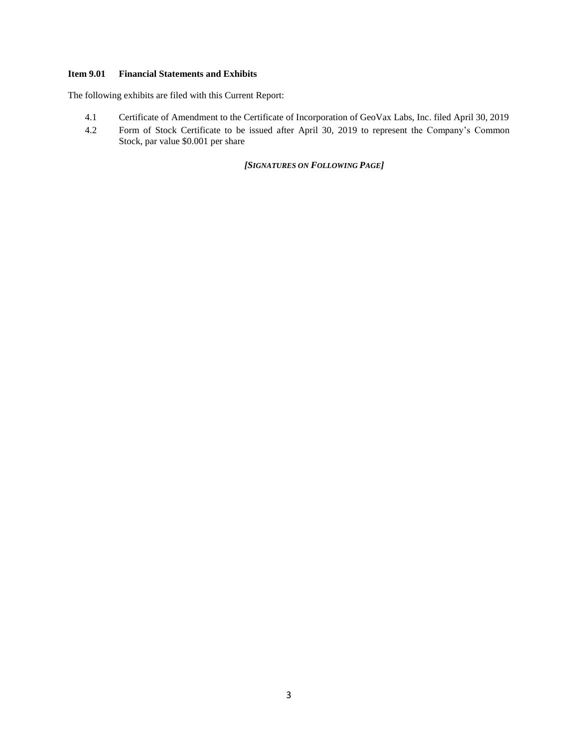**Item 9.01 Financial Statements and Exhibits**

The following exhibits are filed with this Current Report:

- 4.1 Certificate of Amendment to the Certificate of Incorporation of GeoVax Labs, Inc. filed April 30, 2019
- 4.2 Form of Stock Certificate to be issued after April 30, 2019 to represent the Company's Common Stock, par value $0.001 per share

***[SIGNATURES ON FOLLOWING PAGE]***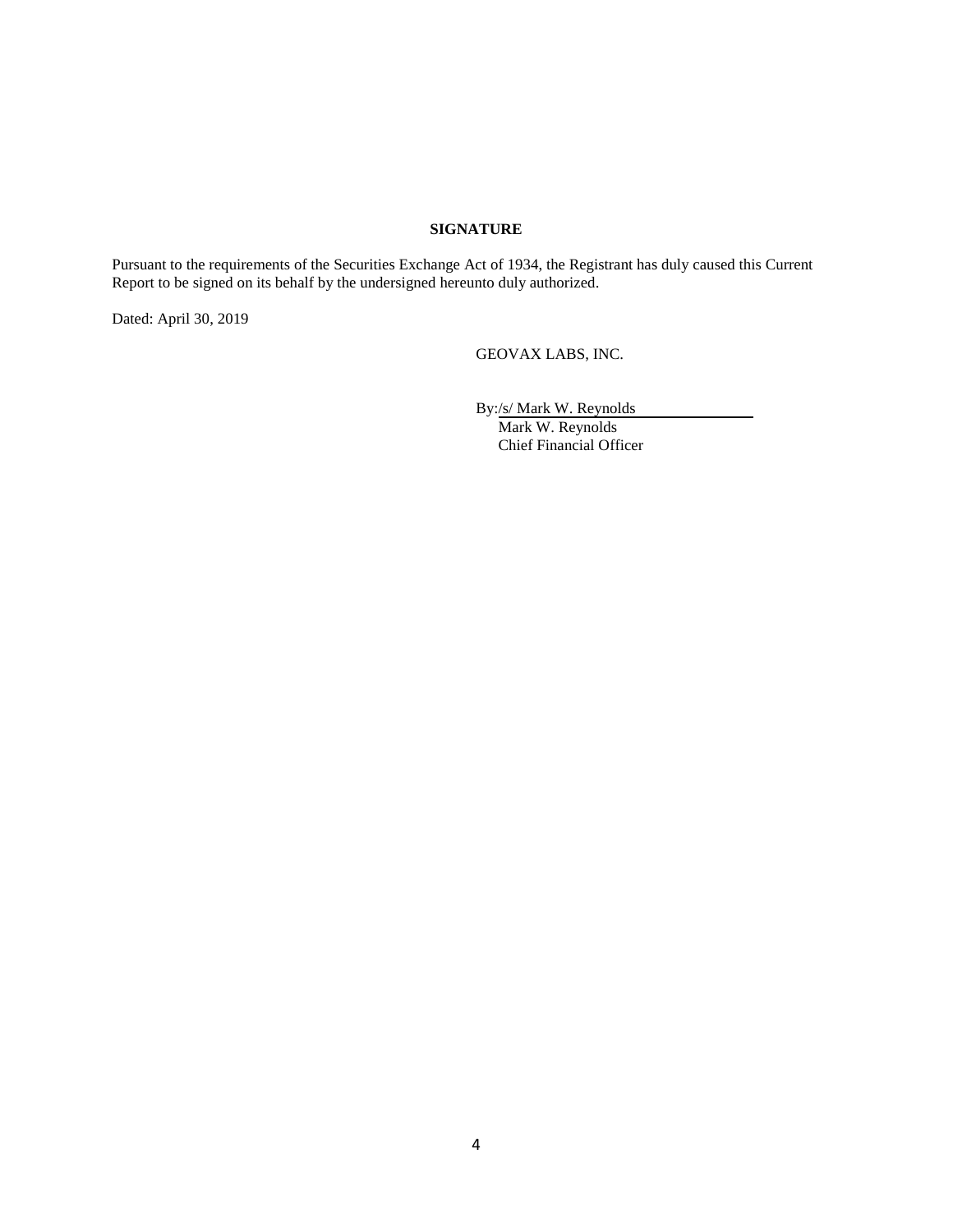**SIGNATURE**

Pursuant to the requirements of the Securities Exchange Act of 1934, the Registrant has duly caused this Current Report to be signed on its behalf by the undersigned hereunto duly authorized.

Dated: April 30, 2019

GEOVAX LABS, INC.

By: /s/ Mark W. Reynolds
Mark W. Reynolds
Chief Financial Officer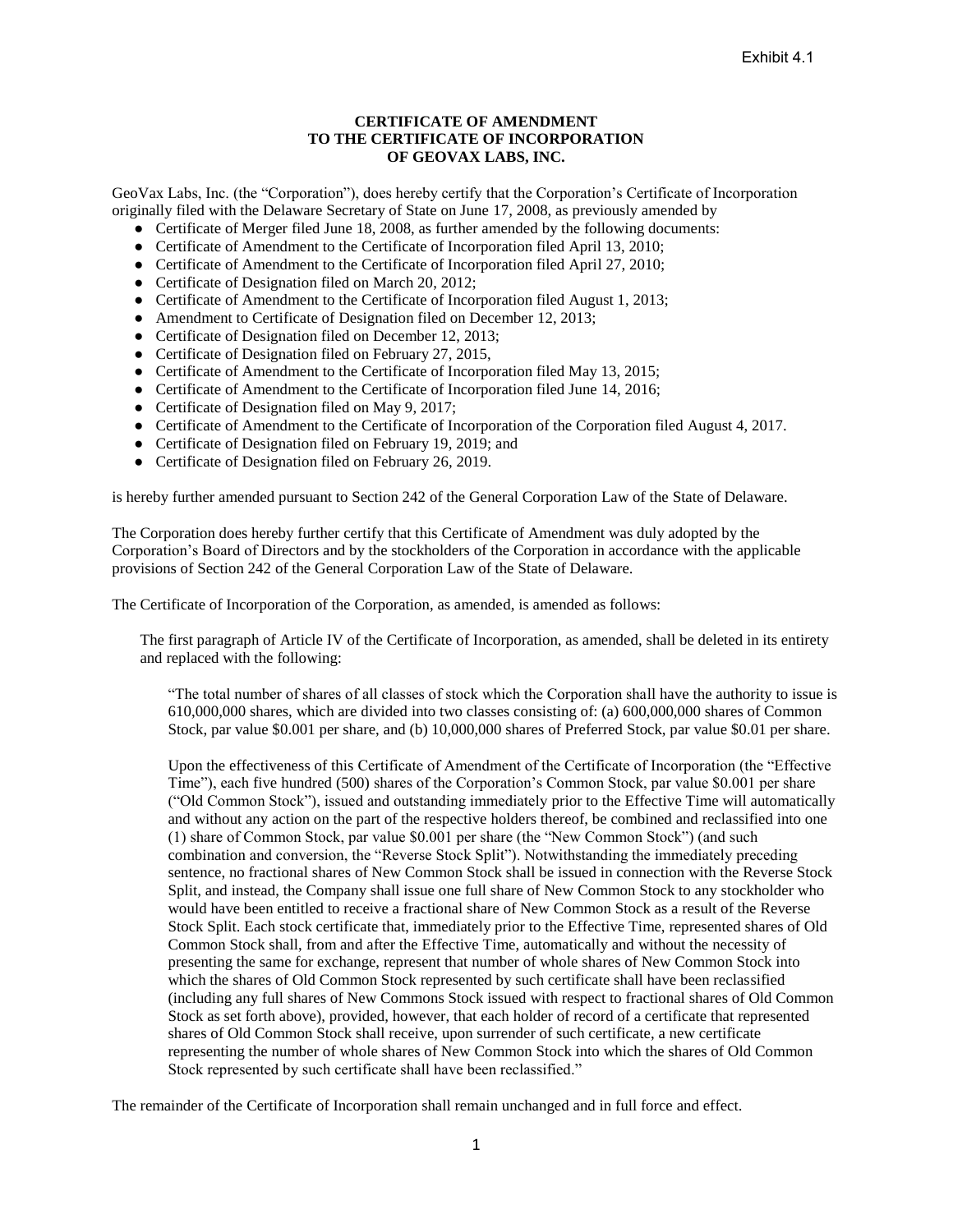Exhibit 4.1

**CERTIFICATE OF AMENDMENT**
**TO THE CERTIFICATE OF INCORPORATION**
**OF GEOVAX LABS, INC.**

GeoVax Labs, Inc. (the "Corporation"), does hereby certify that the Corporation's Certificate of Incorporation originally filed with the Delaware Secretary of State on June 17, 2008, as previously amended by

- Certificate of Merger filed June 18, 2008, as further amended by the following documents:
- Certificate of Amendment to the Certificate of Incorporation filed April 13, 2010;
- Certificate of Amendment to the Certificate of Incorporation filed April 27, 2010;
- Certificate of Designation filed on March 20, 2012;
- Certificate of Amendment to the Certificate of Incorporation filed August 1, 2013;
- Amendment to Certificate of Designation filed on December 12, 2013;
- Certificate of Designation filed on December 12, 2013;
- Certificate of Designation filed on February 27, 2015,
- Certificate of Amendment to the Certificate of Incorporation filed May 13, 2015;
- Certificate of Amendment to the Certificate of Incorporation filed June 14, 2016;
- Certificate of Designation filed on May 9, 2017;
- Certificate of Amendment to the Certificate of Incorporation of the Corporation filed August 4, 2017.
- Certificate of Designation filed on February 19, 2019; and
- Certificate of Designation filed on February 26, 2019.

is hereby further amended pursuant to Section 242 of the General Corporation Law of the State of Delaware.

The Corporation does hereby further certify that this Certificate of Amendment was duly adopted by the Corporation's Board of Directors and by the stockholders of the Corporation in accordance with the applicable provisions of Section 242 of the General Corporation Law of the State of Delaware.

The Certificate of Incorporation of the Corporation, as amended, is amended as follows:

> The first paragraph of Article IV of the Certificate of Incorporation, as amended, shall be deleted in its entirety and replaced with the following:
>
> "The total number of shares of all classes of stock which the Corporation shall have the authority to issue is 610,000,000 shares, which are divided into two classes consisting of: (a) 600,000,000 shares of Common Stock, par value $0.001 per share, and (b) 10,000,000 shares of Preferred Stock, par value $0.01 per share.
>
> Upon the effectiveness of this Certificate of Amendment of the Certificate of Incorporation (the "Effective Time"), each five hundred (500) shares of the Corporation's Common Stock, par value $0.001 per share ("Old Common Stock"), issued and outstanding immediately prior to the Effective Time will automatically and without any action on the part of the respective holders thereof, be combined and reclassified into one (1) share of Common Stock, par value $0.001 per share (the "New Common Stock") (and such combination and conversion, the "Reverse Stock Split"). Notwithstanding the immediately preceding sentence, no fractional shares of New Common Stock shall be issued in connection with the Reverse Stock Split, and instead, the Company shall issue one full share of New Common Stock to any stockholder who would have been entitled to receive a fractional share of New Common Stock as a result of the Reverse Stock Split. Each stock certificate that, immediately prior to the Effective Time, represented shares of Old Common Stock shall, from and after the Effective Time, automatically and without the necessity of presenting the same for exchange, represent that number of whole shares of New Common Stock into which the shares of Old Common Stock represented by such certificate shall have been reclassified (including any full shares of New Commons Stock issued with respect to fractional shares of Old Common Stock as set forth above), provided, however, that each holder of record of a certificate that represented shares of Old Common Stock shall receive, upon surrender of such certificate, a new certificate representing the number of whole shares of New Common Stock into which the shares of Old Common Stock represented by such certificate shall have been reclassified."

The remainder of the Certificate of Incorporation shall remain unchanged and in full force and effect.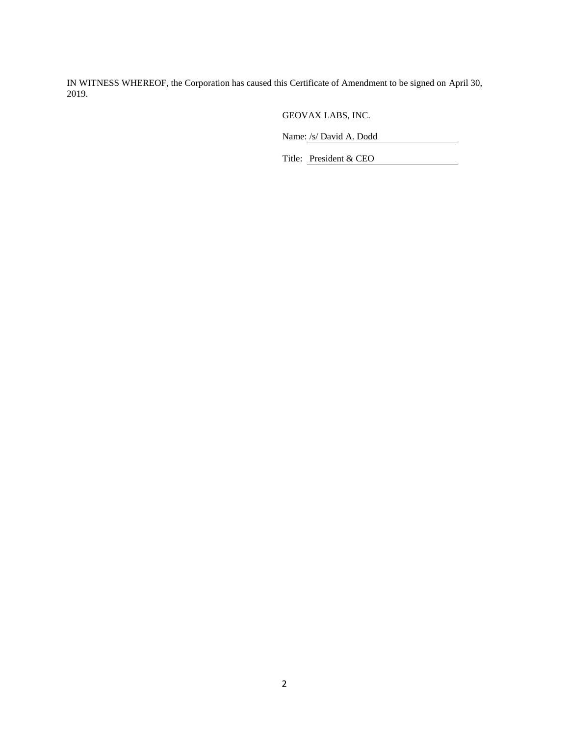IN WITNESS WHEREOF, the Corporation has caused this Certificate of Amendment to be signed on April 30, 2019.

GEOVAX LABS, INC.

Name: /s/ David A. Dodd

Title: President & CEO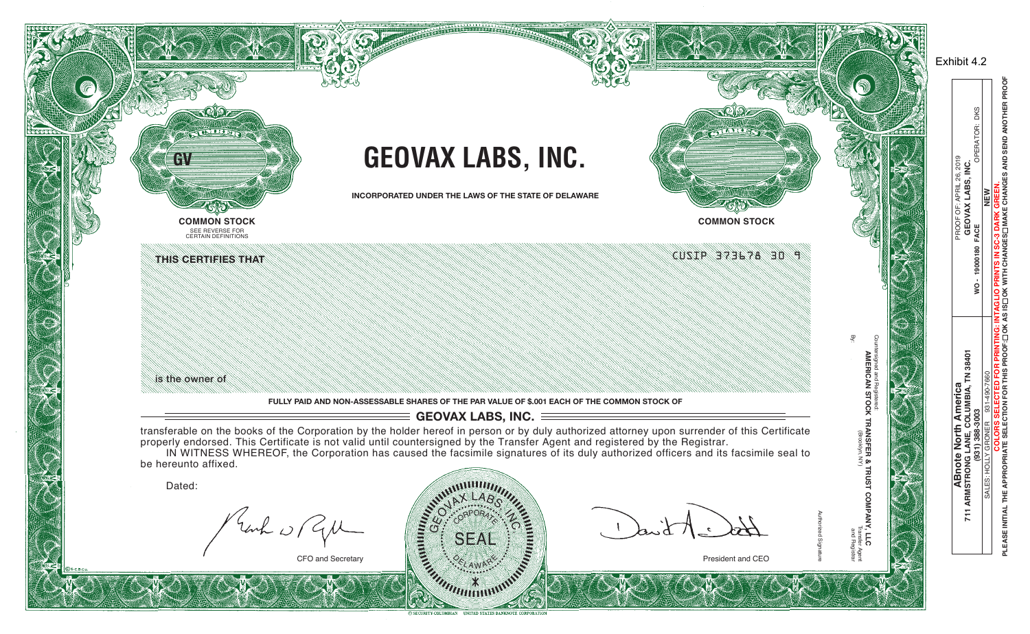Exhibit 4.2

NUMBER

GV

# GEOVAX LABS, INC.

**INCORPORATED UNDER THE LAWS OF THE STATE OF DELAWARE**

SHARES

**COMMON STOCK**

SEE REVERSE FOR CERTAIN DEFINITIONS

**COMMON STOCK**

CUSIP 373678 30 9

**THIS CERTIFIES THAT**

is the owner of

**FULLY PAID AND NON-ASSESSABLE SHARES OF THE PAR VALUE OF $.001 EACH OF THE COMMON STOCK OF**

**GEOVAX LABS, INC.**

transferable on the books of the Corporation by the holder hereof in person or by duly authorized attorney upon surrender of this Certificate properly endorsed. This Certificate is not valid until countersigned by the Transfer Agent and registered by the Registrar.

IN WITNESS WHEREOF, the Corporation has caused the facsimile signatures of its duly authorized officers and its facsimile seal to be hereunto affixed.

Dated:

CFO and Secretary

GEOVAX LABS, INC. CORPORATE SEAL DELAWARE

President and CEO

Countersigned and Registered:
**AMERICAN STOCK TRANSFER & TRUST COMPANY, LLC**
(Brooklyn, NY)
Transfer Agent and Registrar

By:

Authorized Signature

© SECURITY-COLUMBIAN UNITED STATES BANKNOTE CORPORATION

**ABnote North America**
**711 ARMSTRONG LANE, COLUMBIA, TN 38401**
**(931) 388-3003**

SALES: HOLLY GRONER 931-490-7660

PROOF OF: APRIL 26, 2019
**GEOVAX LABS, INC.**
**WO - 19000180 FACE**
OPERATOR: DKS

**NEW**

**COLORS SELECTED FOR PRINTING: INTAGLIO PRINTS IN SC-3 DARK GREEN.**

**PLEASE INITIAL THE APPROPRIATE SELECTION FOR THIS PROOF: ☐OK AS IS ☐OK WITH CHANGES ☐MAKE CHANGES AND SEND ANOTHER PROOF**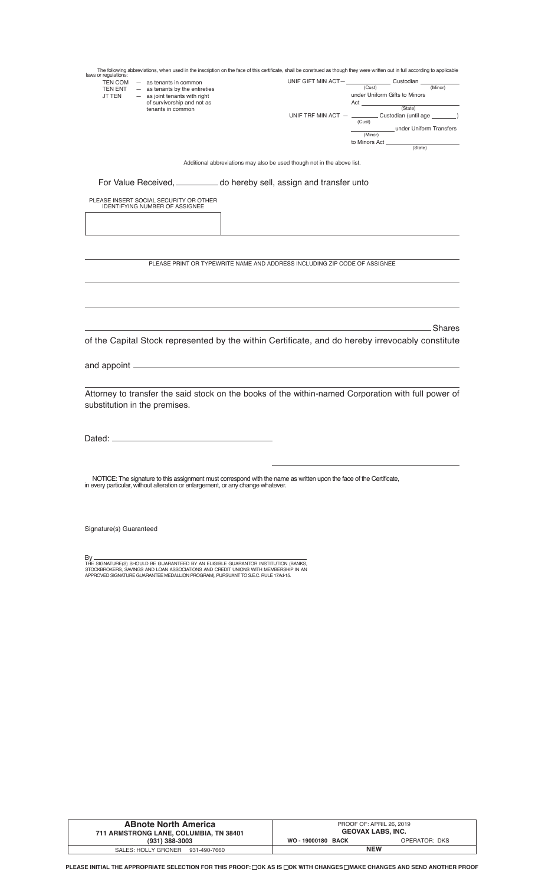The following abbreviations, when used in the inscription on the face of this certificate, shall be construed as though they were written out in full according to applicable laws or regulations:

TEN COM — as tenants in common
TEN ENT — as tenants by the entireties
JT TEN — as joint tenants with right of survivorship and not as tenants in common

UNIF GIFT MIN ACT— ______ Custodian ______
(Cust) (Minor)
under Uniform Gifts to Minors
Act ______
(State)

UNIF TRF MIN ACT — ______ Custodian (until age ______)
(Cust)
______ under Uniform Transfers
(Minor)
to Minors Act ______
(State)

Additional abbreviations may also be used though not in the above list.

For Value Received, ______ do hereby sell, assign and transfer unto

PLEASE INSERT SOCIAL SECURITY OR OTHER IDENTIFYING NUMBER OF ASSIGNEE

PLEASE PRINT OR TYPEWRITE NAME AND ADDRESS INCLUDING ZIP CODE OF ASSIGNEE

______ Shares

of the Capital Stock represented by the within Certificate, and do hereby irrevocably constitute

and appoint ______

Attorney to transfer the said stock on the books of the within-named Corporation with full power of substitution in the premises.

Dated: ______

NOTICE: The signature to this assignment must correspond with the name as written upon the face of the Certificate, in every particular, without alteration or enlargement, or any change whatever.

Signature(s) Guaranteed

By ______
THE SIGNATURE(S) SHOULD BE GUARANTEED BY AN ELIGIBLE GUARANTOR INSTITUTION (BANKS, STOCKBROKERS, SAVINGS AND LOAN ASSOCIATIONS AND CREDIT UNIONS WITH MEMBERSHIP IN AN APPROVED SIGNATURE GUARANTEE MEDALLION PROGRAM), PURSUANT TO S.E.C. RULE 17Ad-15.

| | |
|---|---|
| **ABnote North America**<br>711 ARMSTRONG LANE, COLUMBIA, TN 38401<br>(931) 388-3003 | PROOF OF: APRIL 26, 2019<br>**GEOVAX LABS, INC.**<br>WO - 19000180 **BACK** OPERATOR: DKS |
| SALES: HOLLY GRONER 931-490-7660 | **NEW** |

PLEASE INITIAL THE APPROPRIATE SELECTION FOR THIS PROOF: ☐OK AS IS ☐OK WITH CHANGES ☐MAKE CHANGES AND SEND ANOTHER PROOF